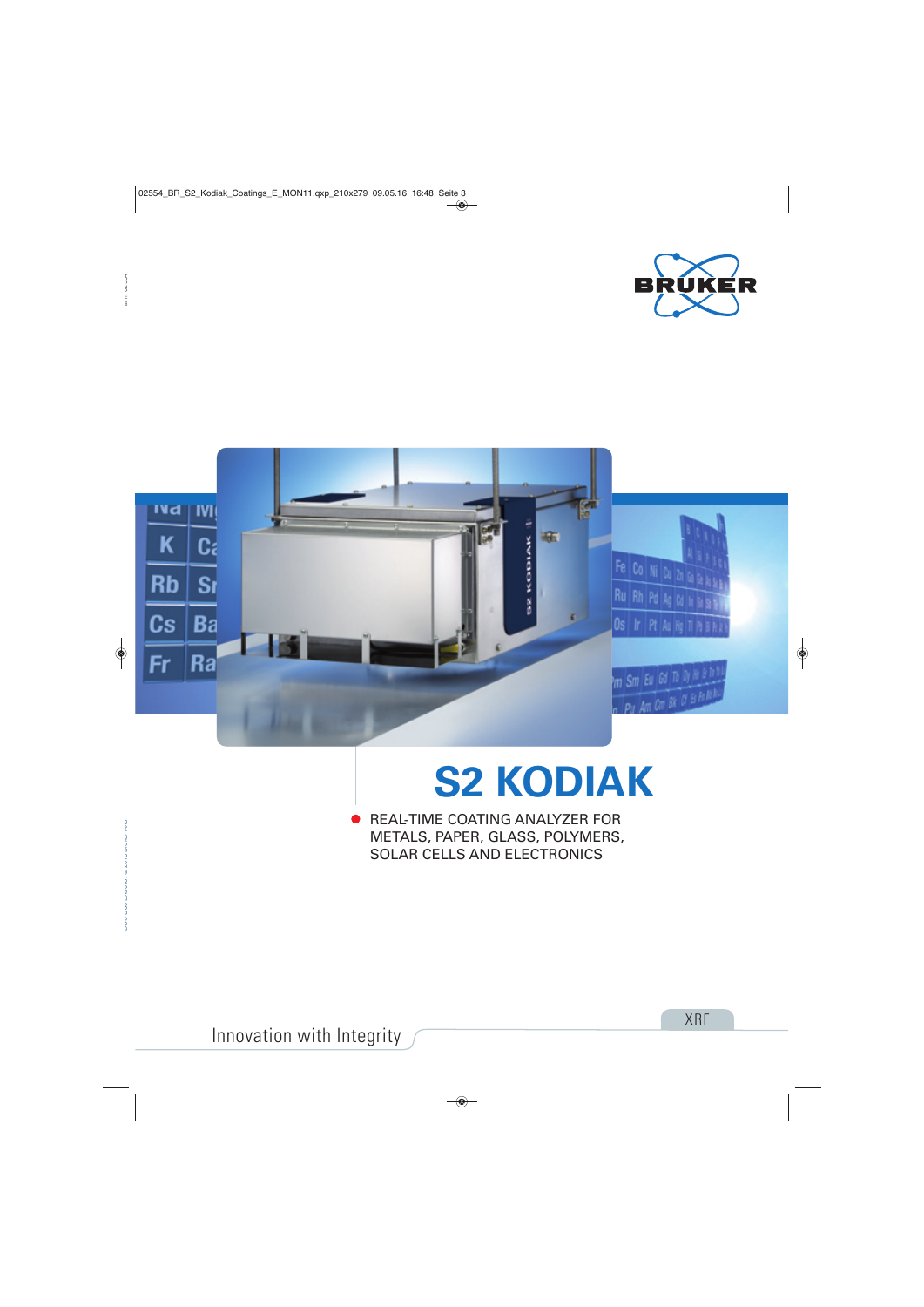# S2 KODIAK

- REAL-TIME COATING ANALYZER FOR METALS, PAPER, GLASS, POLYMERS, SOLAR CELLS AND ELECTRONICS

Innovation with Integrity

XRF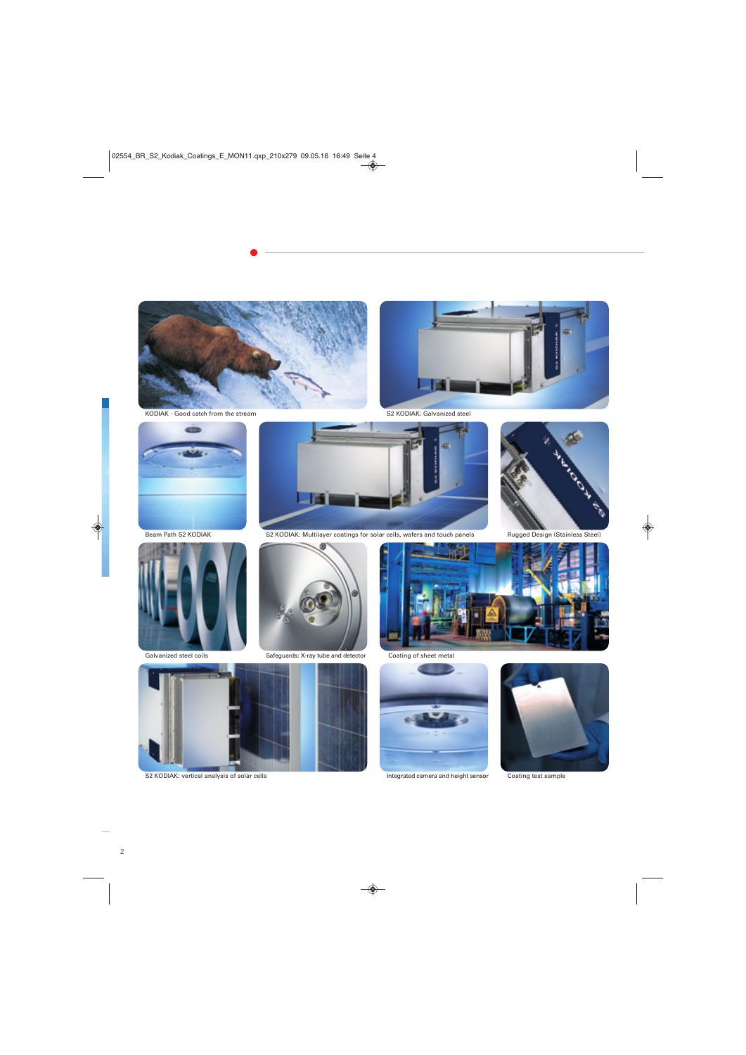KODIAK - Good catch from the stream

S2 KODIAK: Galvanized steel

Beam Path S2 KODIAK

S2 KODIAK: Multilayer coatings for solar cells, wafers and touch panels

Rugged Design (Stainless Steel)

Galvanized steel coils

Safeguards: X-ray tube and detector

Coating of sheet metal

S2 KODIAK: vertical analysis of solar cells

Integrated camera and height sensor

Coating test sample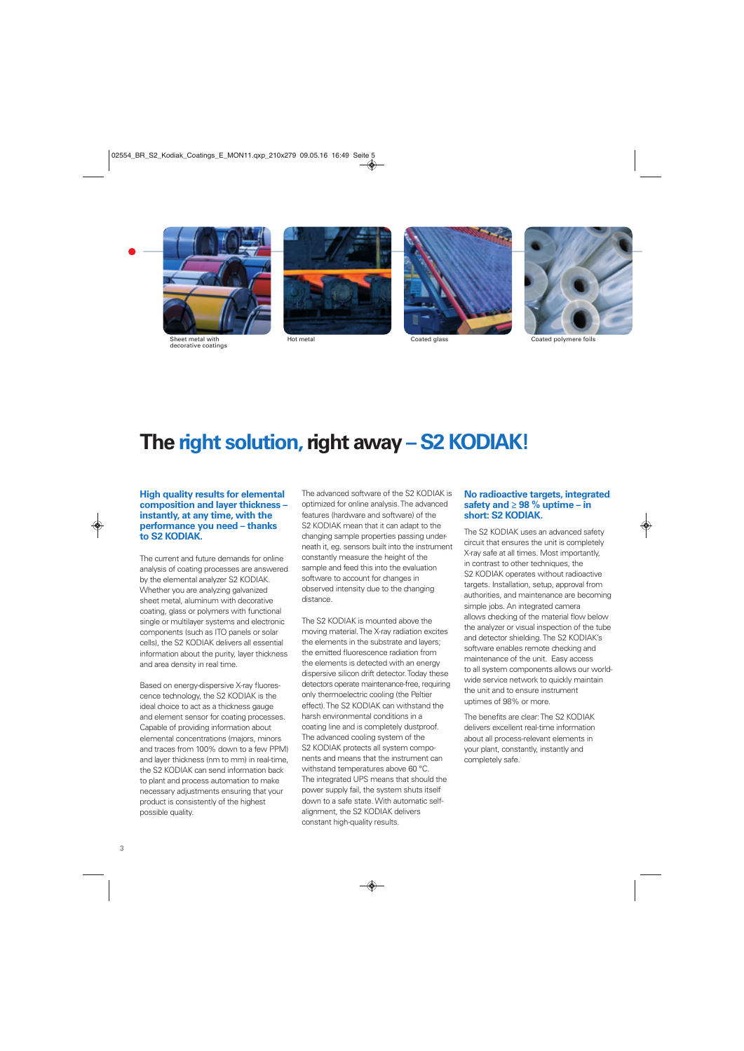Sheet metal with decorative coatings

Hot metal

Coated glass

Coated polymere foils

# The right solution, right away – S2 KODIAK!

### High quality results for elemental composition and layer thickness – instantly, at any time, with the performance you need – thanks to S2 KODIAK.

The current and future demands for online analysis of coating processes are answered by the elemental analyzer S2 KODIAK. Whether you are analyzing galvanized sheet metal, aluminum with decorative coating, glass or polymers with functional single or multilayer systems and electronic components (such as ITO panels or solar cells), the S2 KODIAK delivers all essential information about the purity, layer thickness and area density in real time.

Based on energy-dispersive X-ray fluorescence technology, the S2 KODIAK is the ideal choice to act as a thickness gauge and element sensor for coating processes. Capable of providing information about elemental concentrations (majors, minors and traces from 100% down to a few PPM) and layer thickness (nm to mm) in real-time, the S2 KODIAK can send information back to plant and process automation to make necessary adjustments ensuring that your product is consistently of the highest possible quality.

The advanced software of the S2 KODIAK is optimized for online analysis. The advanced features (hardware and software) of the S2 KODIAK mean that it can adapt to the changing sample properties passing underneath it, eg. sensors built into the instrument constantly measure the height of the sample and feed this into the evaluation software to account for changes in observed intensity due to the changing distance.

The S2 KODIAK is mounted above the moving material. The X-ray radiation excites the elements in the substrate and layers; the emitted fluorescence radiation from the elements is detected with an energy dispersive silicon drift detector. Today these detectors operate maintenance-free, requiring only thermoelectric cooling (the Peltier effect). The S2 KODIAK can withstand the harsh environmental conditions in a coating line and is completely dustproof. The advanced cooling system of the S2 KODIAK protects all system components and means that the instrument can withstand temperatures above 60 °C. The integrated UPS means that should the power supply fail, the system shuts itself down to a safe state. With automatic self-alignment, the S2 KODIAK delivers constant high-quality results.

### No radioactive targets, integrated safety and ≥ 98 % uptime – in short: S2 KODIAK.

The S2 KODIAK uses an advanced safety circuit that ensures the unit is completely X-ray safe at all times. Most importantly, in contrast to other techniques, the S2 KODIAK operates without radioactive targets. Installation, setup, approval from authorities, and maintenance are becoming simple jobs. An integrated camera allows checking of the material flow below the analyzer or visual inspection of the tube and detector shielding. The S2 KODIAK's software enables remote checking and maintenance of the unit. Easy access to all system components allows our worldwide service network to quickly maintain the unit and to ensure instrument uptimes of 98% or more.

The benefits are clear: The S2 KODIAK delivers excellent real-time information about all process-relevant elements in your plant, constantly, instantly and completely safe.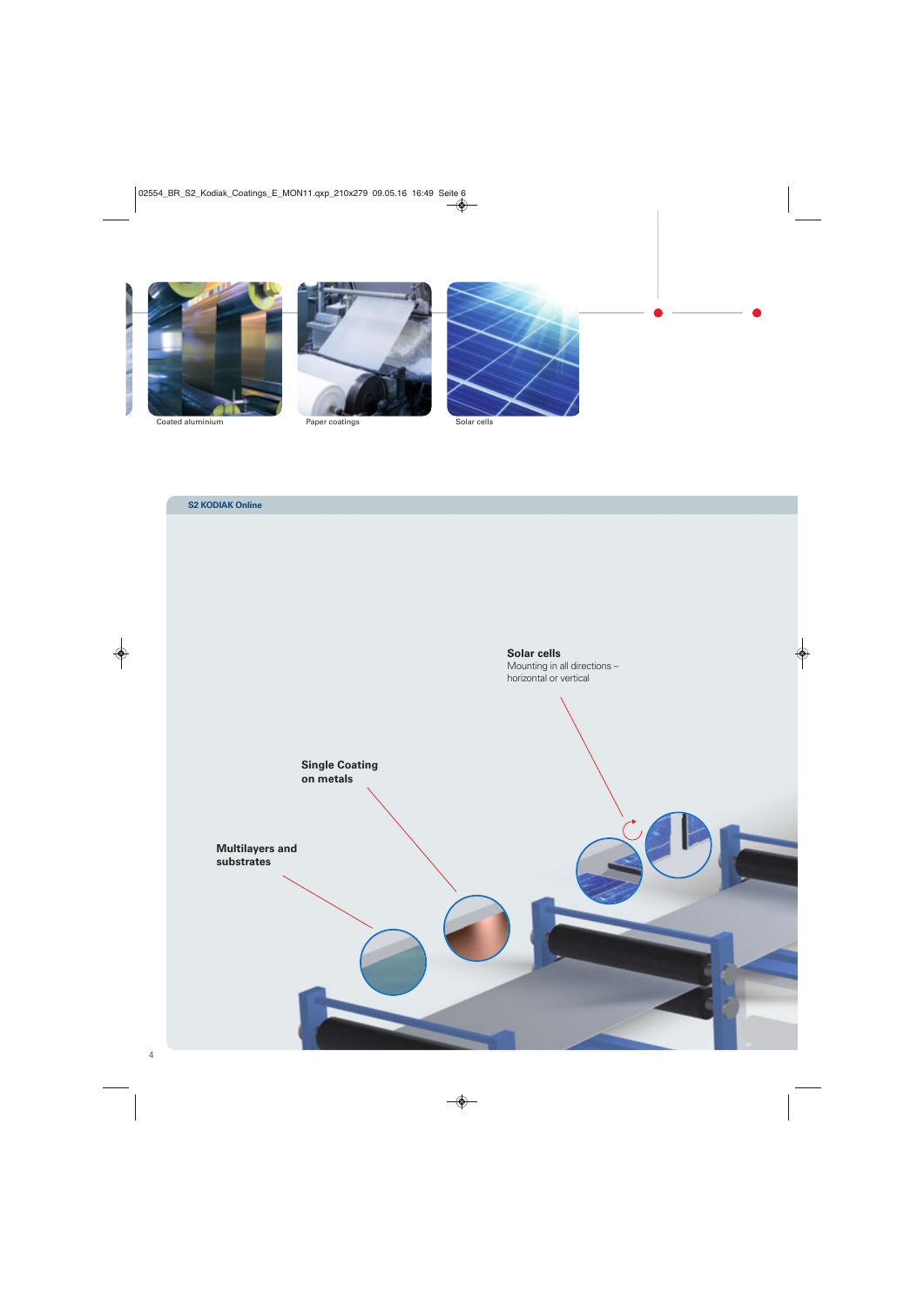Coated aluminium

Paper coatings

Solar cells

**S2 KODIAK Online**

**Solar cells**
Mounting in all directions – horizontal or vertical

**Single Coating on metals**

**Multilayers and substrates**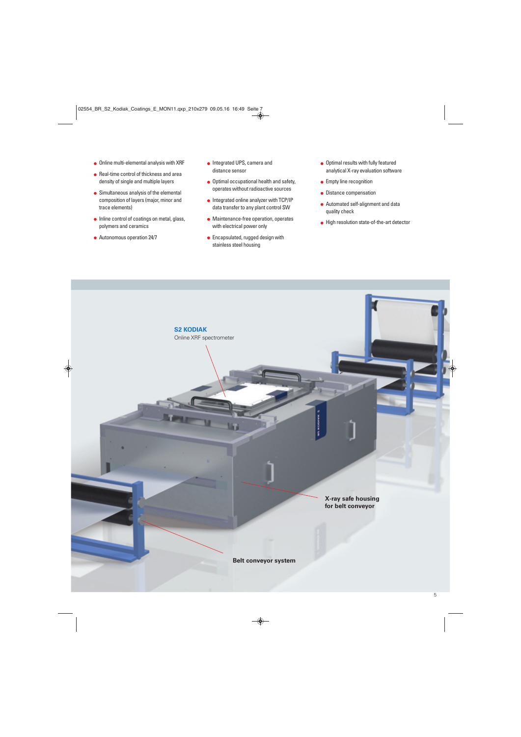- Online multi-elemental analysis with XRF
- Real-time control of thickness and area density of single and multiple layers
- Simultaneous analysis of the elemental composition of layers (major, minor and trace elements)
- Inline control of coatings on metal, glass, polymers and ceramics
- Autonomous operation 24/7
- Integrated UPS, camera and distance sensor
- Optimal occupational health and safety, operates without radioactive sources
- Integrated online analyzer with TCP/IP data transfer to any plant control SW
- Maintenance-free operation, operates with electrical power only
- Encapsulated, rugged design with stainless steel housing
- Optimal results with fully featured analytical X-ray evaluation software
- Empty line recognition
- Distance compensation
- Automated self-alignment and data quality check
- High resolution state-of-the-art detector

**S2 KODIAK**
Online XRF spectrometer

**X-ray safe housing for belt conveyor**

**Belt conveyor system**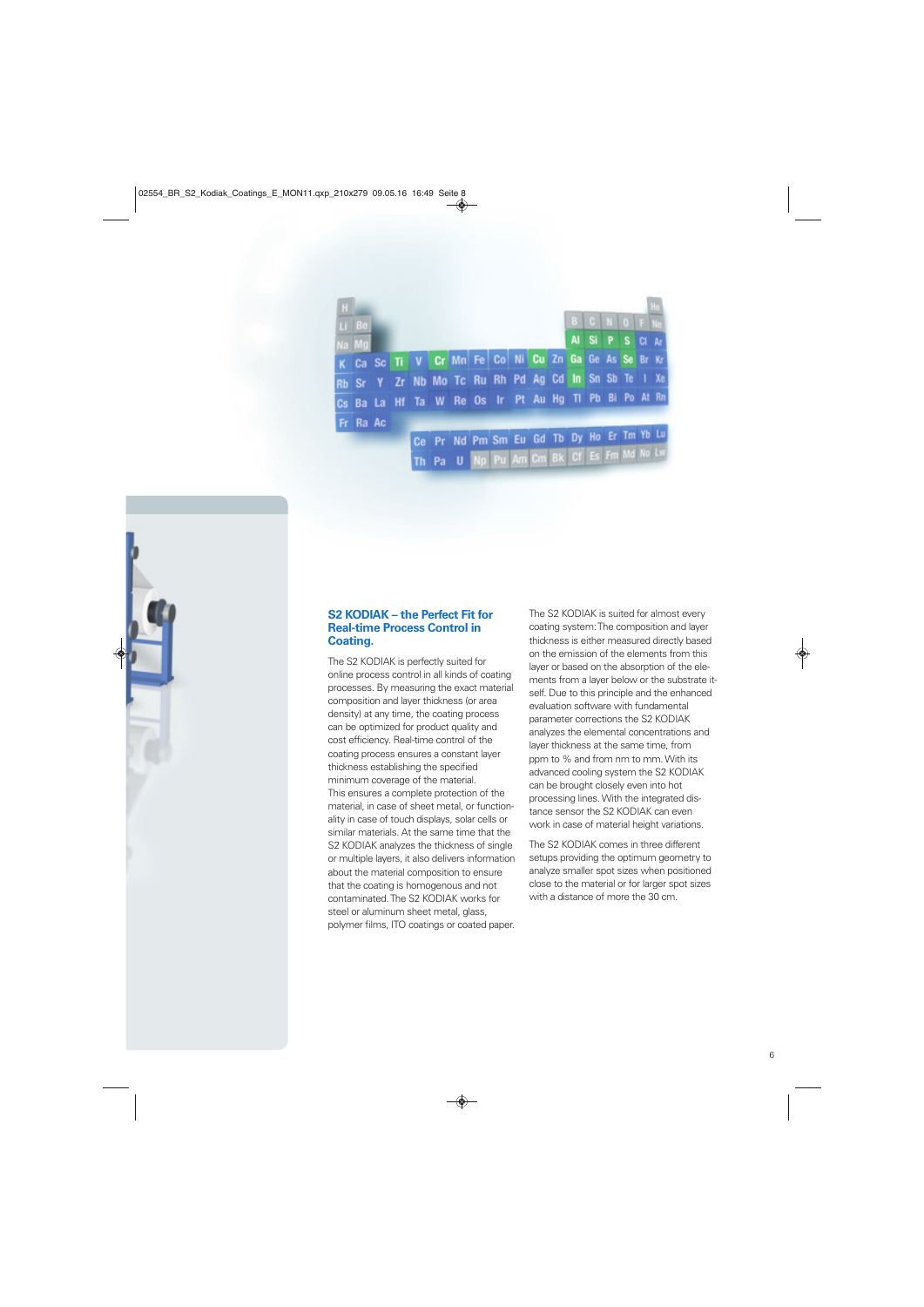## S2 KODIAK – the Perfect Fit for Real-time Process Control in Coating.

The S2 KODIAK is perfectly suited for online process control in all kinds of coating processes. By measuring the exact material composition and layer thickness (or area density) at any time, the coating process can be optimized for product quality and cost efficiency. Real-time control of the coating process ensures a constant layer thickness establishing the specified minimum coverage of the material. This ensures a complete protection of the material, in case of sheet metal, or functionality in case of touch displays, solar cells or similar materials. At the same time that the S2 KODIAK analyzes the thickness of single or multiple layers, it also delivers information about the material composition to ensure that the coating is homogenous and not contaminated. The S2 KODIAK works for steel or aluminum sheet metal, glass, polymer films, ITO coatings or coated paper.

The S2 KODIAK is suited for almost every coating system: The composition and layer thickness is either measured directly based on the emission of the elements from this layer or based on the absorption of the elements from a layer below or the substrate itself. Due to this principle and the enhanced evaluation software with fundamental parameter corrections the S2 KODIAK analyzes the elemental concentrations and layer thickness at the same time, from ppm to % and from nm to mm. With its advanced cooling system the S2 KODIAK can be brought closely even into hot processing lines. With the integrated distance sensor the S2 KODIAK can even work in case of material height variations.

The S2 KODIAK comes in three different setups providing the optimum geometry to analyze smaller spot sizes when positioned close to the material or for larger spot sizes with a distance of more the 30 cm.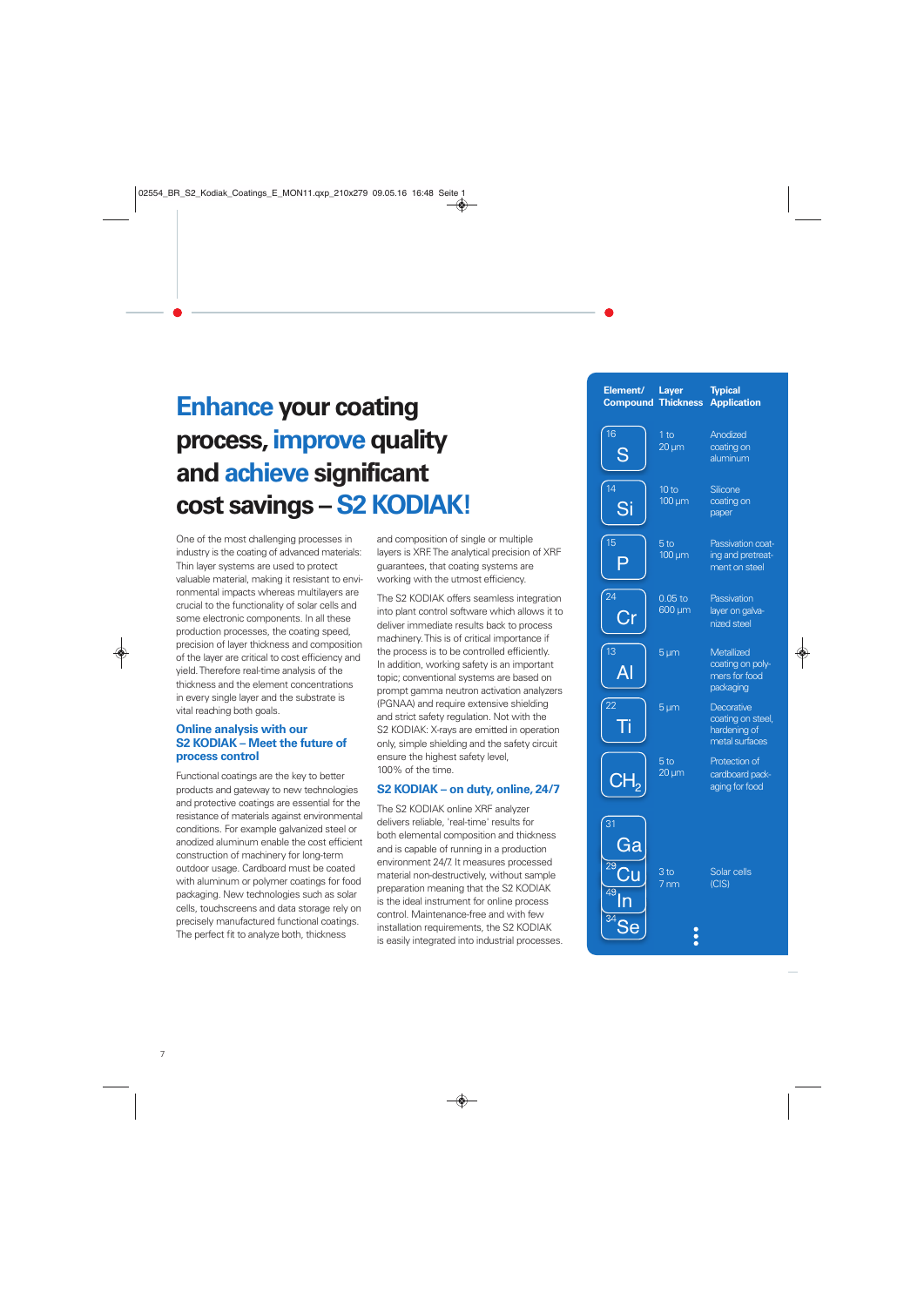# Enhance your coating process, improve quality and achieve significant cost savings – S2 KODIAK!

One of the most challenging processes in industry is the coating of advanced materials: Thin layer systems are used to protect valuable material, making it resistant to environmental impacts whereas multilayers are crucial to the functionality of solar cells and some electronic components. In all these production processes, the coating speed, precision of layer thickness and composition of the layer are critical to cost efficiency and yield. Therefore real-time analysis of the thickness and the element concentrations in every single layer and the substrate is vital reaching both goals.

## Online analysis with our S2 KODIAK – Meet the future of process control

Functional coatings are the key to better products and gateway to new technologies and protective coatings are essential for the resistance of materials against environmental conditions. For example galvanized steel or anodized aluminum enable the cost efficient construction of machinery for long-term outdoor usage. Cardboard must be coated with aluminum or polymer coatings for food packaging. New technologies such as solar cells, touchscreens and data storage rely on precisely manufactured functional coatings. The perfect fit to analyze both, thickness and composition of single or multiple layers is XRF. The analytical precision of XRF guarantees, that coating systems are working with the utmost efficiency.

The S2 KODIAK offers seamless integration into plant control software which allows it to deliver immediate results back to process machinery. This is of critical importance if the process is to be controlled efficiently. In addition, working safety is an important topic; conventional systems are based on prompt gamma neutron activation analyzers (PGNAA) and require extensive shielding and strict safety regulation. Not with the S2 KODIAK: X-rays are emitted in operation only, simple shielding and the safety circuit ensure the highest safety level, 100% of the time.

## S2 KODIAK – on duty, online, 24/7

The S2 KODIAK online XRF analyzer delivers reliable, 'real-time' results for both elemental composition and thickness and is capable of running in a production environment 24/7. It measures processed material non-destructively, without sample preparation meaning that the S2 KODIAK is the ideal instrument for online process control. Maintenance-free and with few installation requirements, the S2 KODIAK is easily integrated into industrial processes.

| Element/ Compound | Layer Thickness | Typical Application |
|---|---|---|
| 16 S | 1 to 20 µm | Anodized coating on aluminum |
| 14 Si | 10 to 100 µm | Silicone coating on paper |
| 15 P | 5 to 100 µm | Passivation coating and pretreatment on steel |
| 24 Cr | 0.05 to 600 µm | Passivation layer on galvanized steel |
| 13 Al | 5 µm | Metallized coating on polymers for food packaging |
| 22 Ti | 5 µm | Decorative coating on steel, hardening of metal surfaces |
| $CH_2$ | 5 to 20 µm | Protection of cardboard packaging for food |
| 31 Ga, 29 Cu, 49 In, 34 Se | 3 to 7 nm | Solar cells (CIS) |
| ⋮ | | |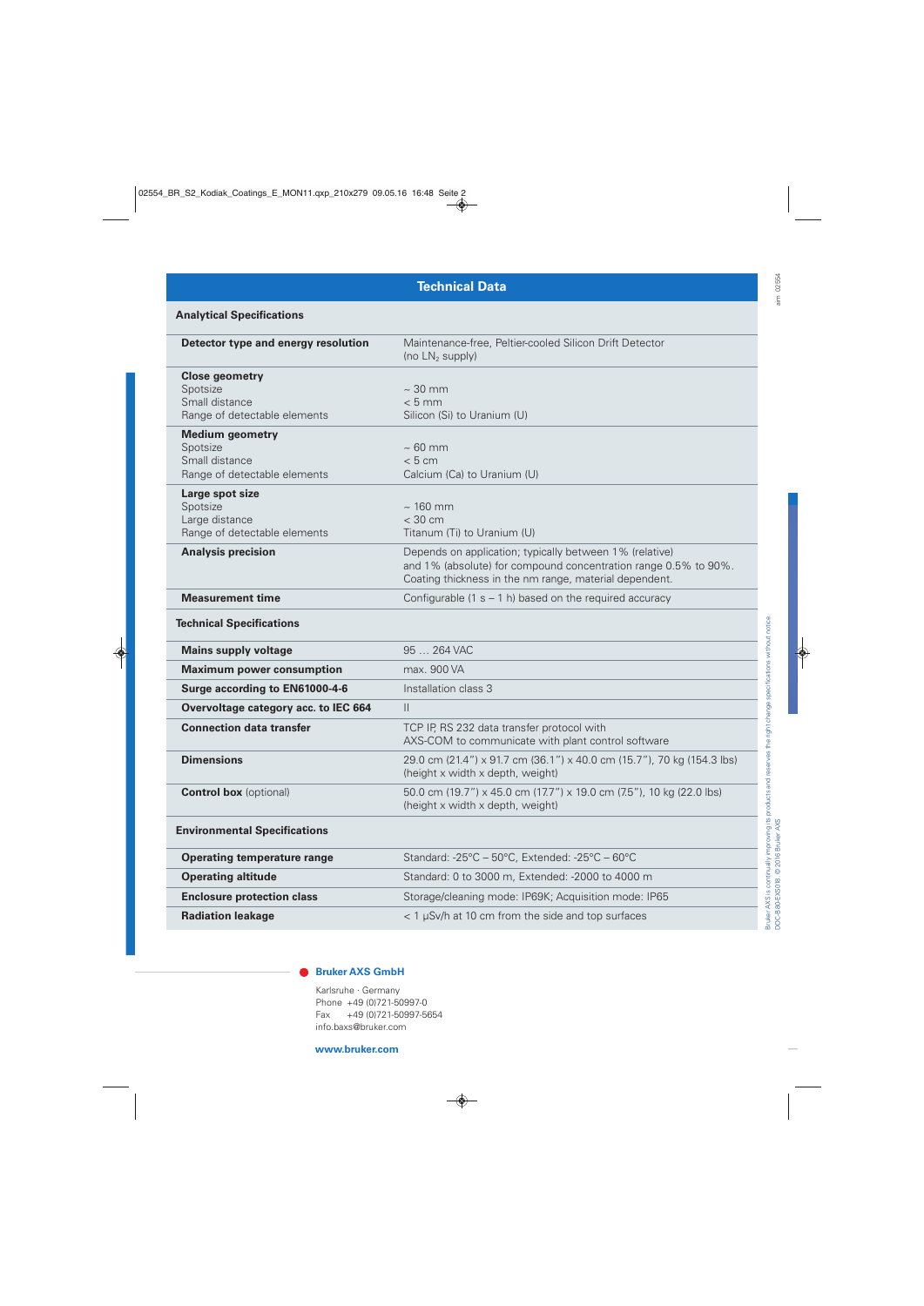# Technical Data

| | |
|---|---|
| **Analytical Specifications** | |
| **Detector type and energy resolution** | Maintenance-free, Peltier-cooled Silicon Drift Detector (no $LN_2$ supply) |
| **Close geometry**<br>Spotsize<br>Small distance<br>Range of detectable elements | <br>~ 30 mm<br>< 5 mm<br>Silicon (Si) to Uranium (U) |
| **Medium geometry**<br>Spotsize<br>Small distance<br>Range of detectable elements | <br>~ 60 mm<br>< 5 cm<br>Calcium (Ca) to Uranium (U) |
| **Large spot size**<br>Spotsize<br>Large distance<br>Range of detectable elements | <br>~ 160 mm<br>< 30 cm<br>Titanum (Ti) to Uranium (U) |
| **Analysis precision** | Depends on application; typically between 1% (relative) and 1% (absolute) for compound concentration range 0.5% to 90%. Coating thickness in the nm range, material dependent. |
| **Measurement time** | Configurable (1 s – 1 h) based on the required accuracy |
| **Technical Specifications** | |
| **Mains supply voltage** | 95 … 264 VAC |
| **Maximum power consumption** | max. 900 VA |
| **Surge according to EN61000-4-6** | Installation class 3 |
| **Overvoltage category acc. to IEC 664** | II |
| **Connection data transfer** | TCP IP, RS 232 data transfer protocol with AXS-COM to communicate with plant control software |
| **Dimensions** | 29.0 cm (21.4") x 91.7 cm (36.1") x 40.0 cm (15.7"), 70 kg (154.3 lbs) (height x width x depth, weight) |
| **Control box** (optional) | 50.0 cm (19.7") x 45.0 cm (17.7") x 19.0 cm (7.5"), 10 kg (22.0 lbs) (height x width x depth, weight) |
| **Environmental Specifications** | |
| **Operating temperature range** | Standard: -25°C – 50°C, Extended: -25°C – 60°C |
| **Operating altitude** | Standard: 0 to 3000 m, Extended: -2000 to 4000 m |
| **Enclosure protection class** | Storage/cleaning mode: IP69K; Acquisition mode: IP65 |
| **Radiation leakage** | < 1 μSv/h at 10 cm from the side and top surfaces |

Bruker AXS is continually improving its products and reserves the right to change specifications without notice.
DOC-B80-EXS018. © 2016 Bruker AXS

**Bruker AXS GmbH**

Karlsruhe · Germany
Phone +49 (0)721-50997-0
Fax +49 (0)721-50997-5654
info.baxs@bruker.com

**www.bruker.com**